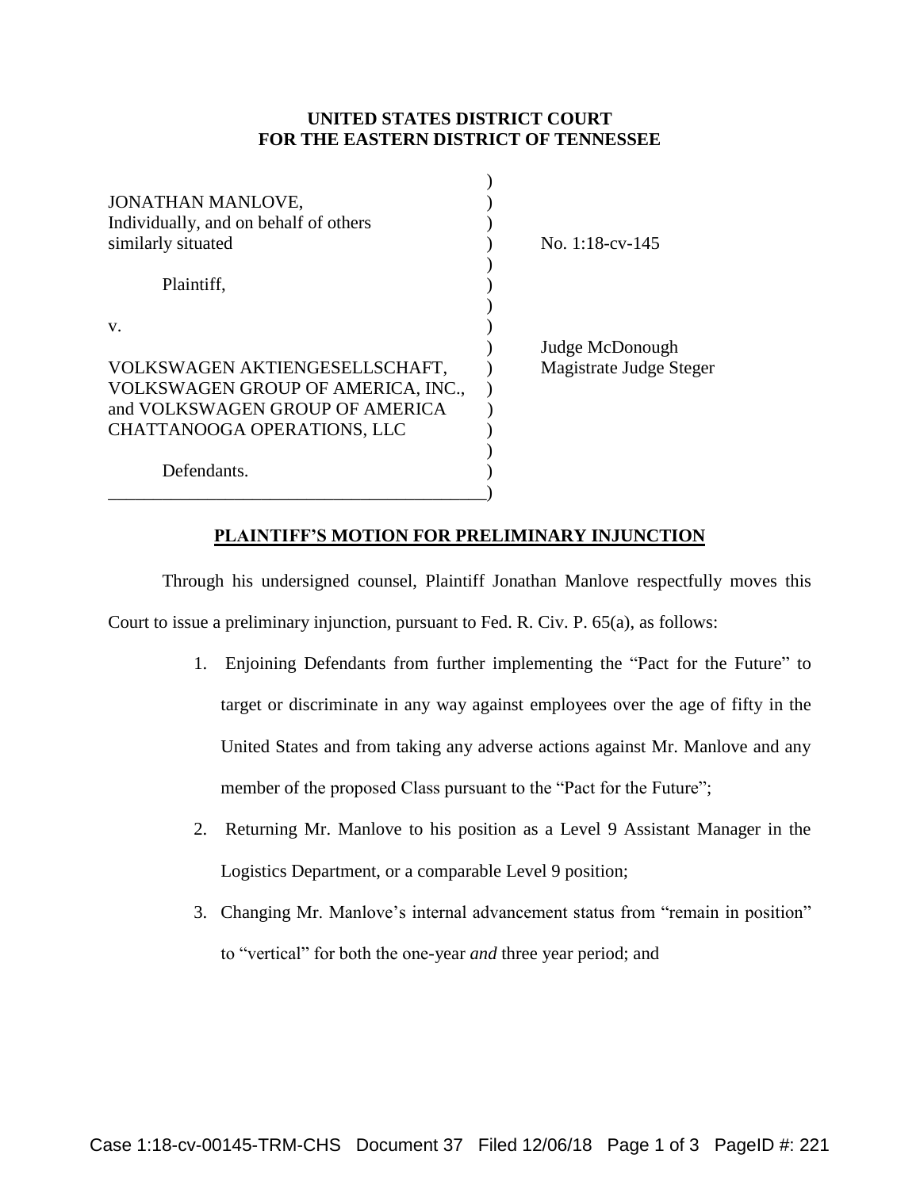**UNITED STATES DISTRICT COURT**
**FOR THE EASTERN DISTRICT OF TENNESSEE**

| | |
|---|---|
| JONATHAN MANLOVE, Individually, and on behalf of others similarly situated | No. 1:18-cv-145 |
| Plaintiff, | |
| v. | |
| VOLKSWAGEN AKTIENGESELLSCHAFT, VOLKSWAGEN GROUP OF AMERICA, INC., and VOLKSWAGEN GROUP OF AMERICA CHATTANOOGA OPERATIONS, LLC | Judge McDonough<br>Magistrate Judge Steger |
| Defendants. | |

## PLAINTIFF'S MOTION FOR PRELIMINARY INJUNCTION

Through his undersigned counsel, Plaintiff Jonathan Manlove respectfully moves this Court to issue a preliminary injunction, pursuant to Fed. R. Civ. P. 65(a), as follows:

1. Enjoining Defendants from further implementing the "Pact for the Future" to target or discriminate in any way against employees over the age of fifty in the United States and from taking any adverse actions against Mr. Manlove and any member of the proposed Class pursuant to the "Pact for the Future";
2. Returning Mr. Manlove to his position as a Level 9 Assistant Manager in the Logistics Department, or a comparable Level 9 position;
3. Changing Mr. Manlove's internal advancement status from "remain in position" to "vertical" for both the one-year *and* three year period; and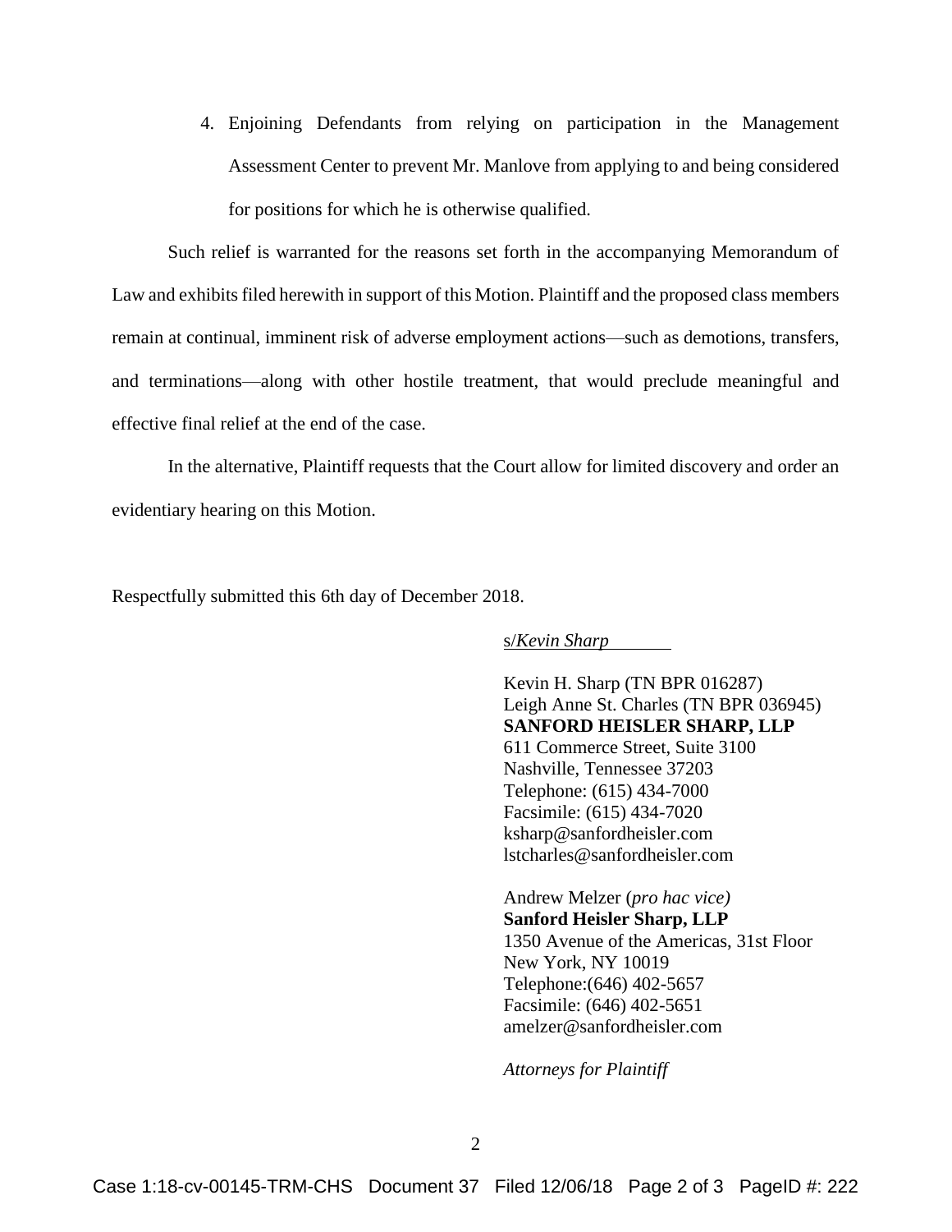4. Enjoining Defendants from relying on participation in the Management Assessment Center to prevent Mr. Manlove from applying to and being considered for positions for which he is otherwise qualified.

Such relief is warranted for the reasons set forth in the accompanying Memorandum of Law and exhibits filed herewith in support of this Motion. Plaintiff and the proposed class members remain at continual, imminent risk of adverse employment actions—such as demotions, transfers, and terminations—along with other hostile treatment, that would preclude meaningful and effective final relief at the end of the case.

In the alternative, Plaintiff requests that the Court allow for limited discovery and order an evidentiary hearing on this Motion.

Respectfully submitted this 6th day of December 2018.

s/*Kevin Sharp*

Kevin H. Sharp (TN BPR 016287)
Leigh Anne St. Charles (TN BPR 036945)
**SANFORD HEISLER SHARP, LLP**
611 Commerce Street, Suite 3100
Nashville, Tennessee 37203
Telephone: (615) 434-7000
Facsimile: (615) 434-7020
ksharp@sanfordheisler.com
lstcharles@sanfordheisler.com

Andrew Melzer (*pro hac vice)*
**Sanford Heisler Sharp, LLP**
1350 Avenue of the Americas, 31st Floor
New York, NY 10019
Telephone:(646) 402-5657
Facsimile: (646) 402-5651
amelzer@sanfordheisler.com

*Attorneys for Plaintiff*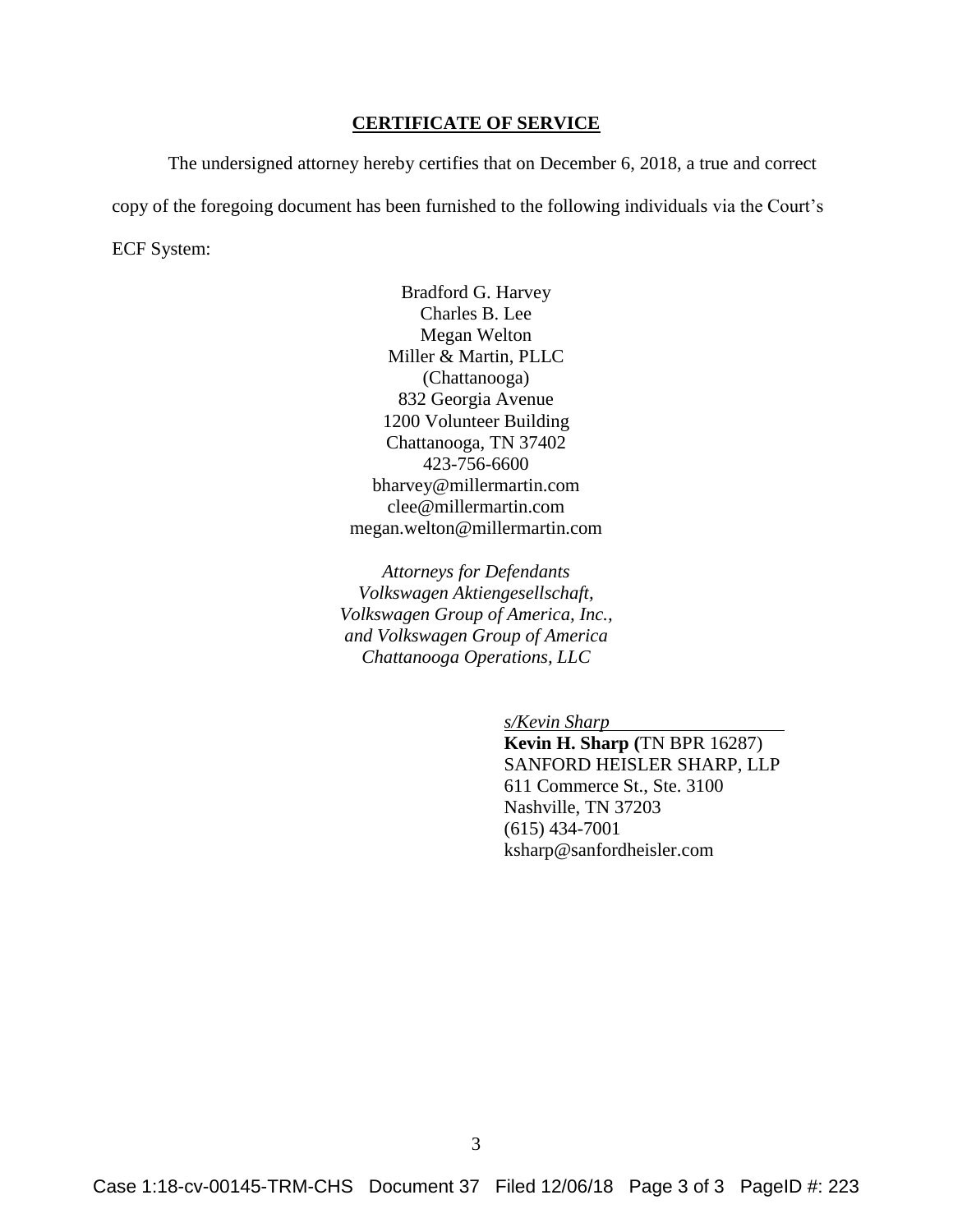## CERTIFICATE OF SERVICE

The undersigned attorney hereby certifies that on December 6, 2018, a true and correct copy of the foregoing document has been furnished to the following individuals via the Court's ECF System:

Bradford G. Harvey
Charles B. Lee
Megan Welton
Miller & Martin, PLLC
(Chattanooga)
832 Georgia Avenue
1200 Volunteer Building
Chattanooga, TN 37402
423-756-6600
bharvey@millermartin.com
clee@millermartin.com
megan.welton@millermartin.com

*Attorneys for Defendants Volkswagen Aktiengesellschaft, Volkswagen Group of America, Inc., and Volkswagen Group of America Chattanooga Operations, LLC*

*s/Kevin Sharp*
**Kevin H. Sharp (**TN BPR 16287)
SANFORD HEISLER SHARP, LLP
611 Commerce St., Ste. 3100
Nashville, TN 37203
(615) 434-7001
ksharp@sanfordheisler.com

Case 1:18-cv-00145-TRM-CHS Document 37 Filed 12/06/18 Page 3 of 3 PageID #: 223